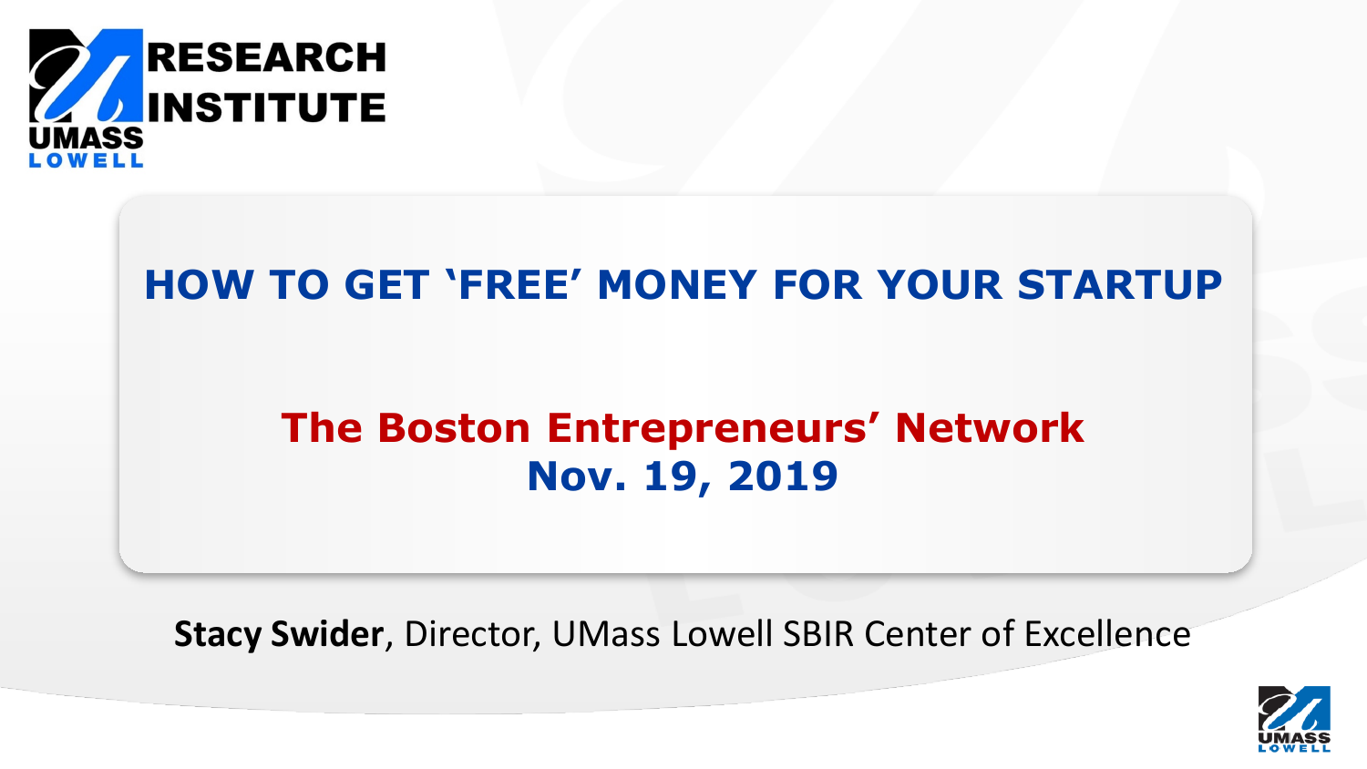RESEARCH INSTITUTE
UMASS LOWELL

# HOW TO GET 'FREE' MONEY FOR YOUR STARTUP

## The Boston Entrepreneurs' Network
## Nov. 19, 2019

**Stacy Swider**, Director, UMass Lowell SBIR Center of Excellence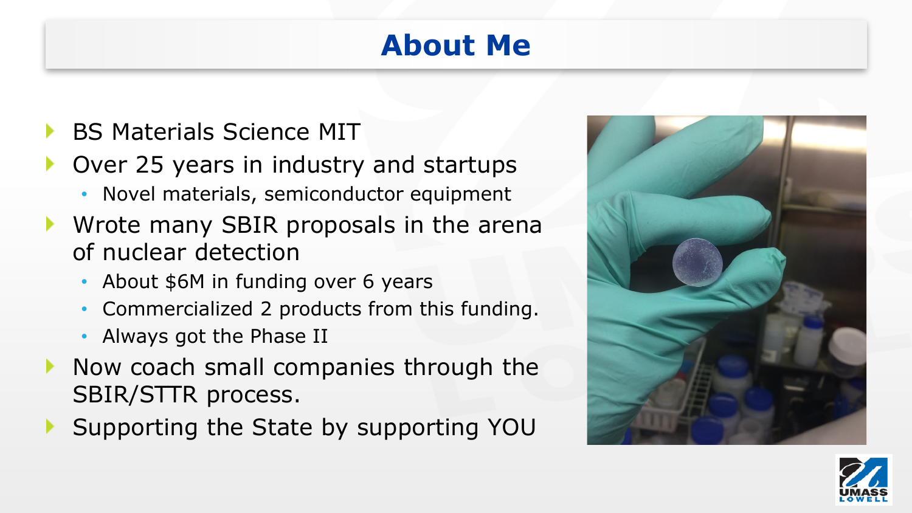# About Me

- BS Materials Science MIT
- Over 25 years in industry and startups
  - Novel materials, semiconductor equipment
- Wrote many SBIR proposals in the arena of nuclear detection
  - About $6M in funding over 6 years
  - Commercialized 2 products from this funding.
  - Always got the Phase II
- Now coach small companies through the SBIR/STTR process.
- Supporting the State by supporting YOU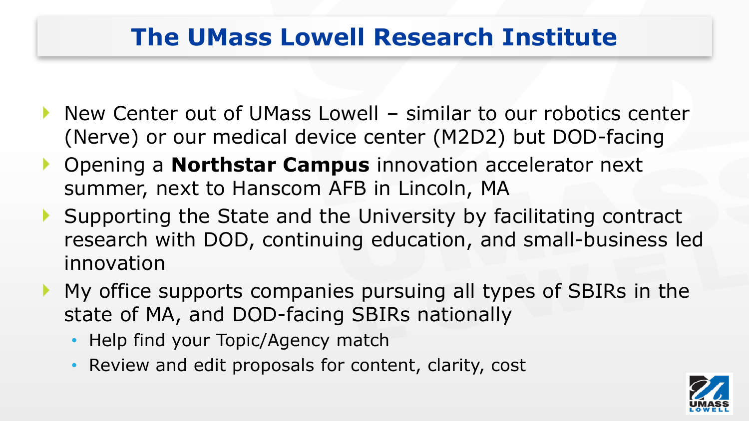# The UMass Lowell Research Institute

- New Center out of UMass Lowell – similar to our robotics center (Nerve) or our medical device center (M2D2) but DOD-facing
- Opening a **Northstar Campus** innovation accelerator next summer, next to Hanscom AFB in Lincoln, MA
- Supporting the State and the University by facilitating contract research with DOD, continuing education, and small-business led innovation
- My office supports companies pursuing all types of SBIRs in the state of MA, and DOD-facing SBIRs nationally
  - Help find your Topic/Agency match
  - Review and edit proposals for content, clarity, cost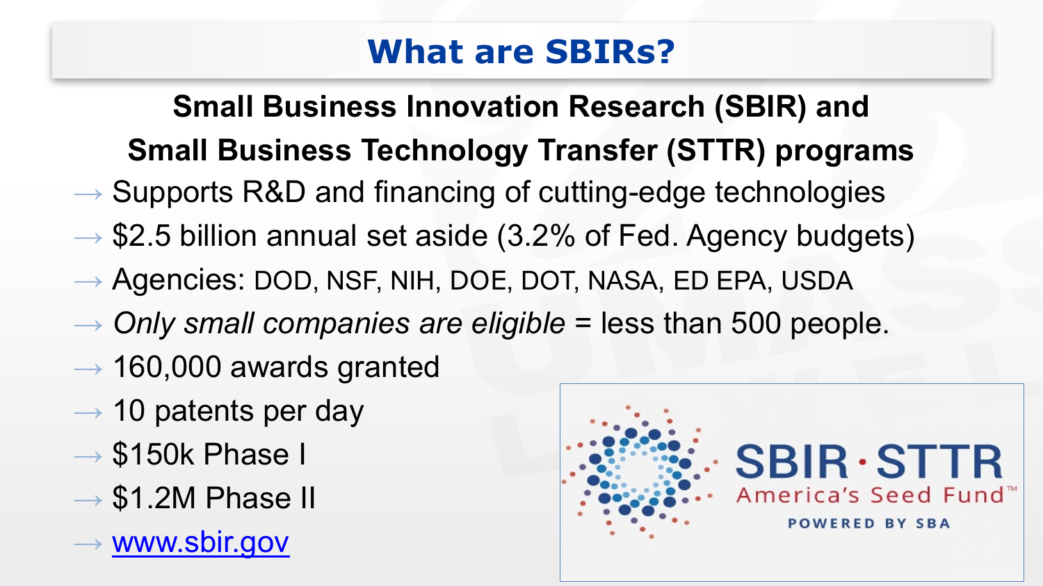# What are SBIRs?

**Small Business Innovation Research (SBIR) and Small Business Technology Transfer (STTR) programs**

- → Supports R&D and financing of cutting-edge technologies
- → $2.5 billion annual set aside (3.2% of Fed. Agency budgets)
- → Agencies: DOD, NSF, NIH, DOE, DOT, NASA, ED EPA, USDA
- → *Only small companies are eligible* = less than 500 people.
- → 160,000 awards granted
- → 10 patents per day
- → $150k Phase I
- → $1.2M Phase II
- → www.sbir.gov

SBIR · STTR
America's Seed Fund™
POWERED BY SBA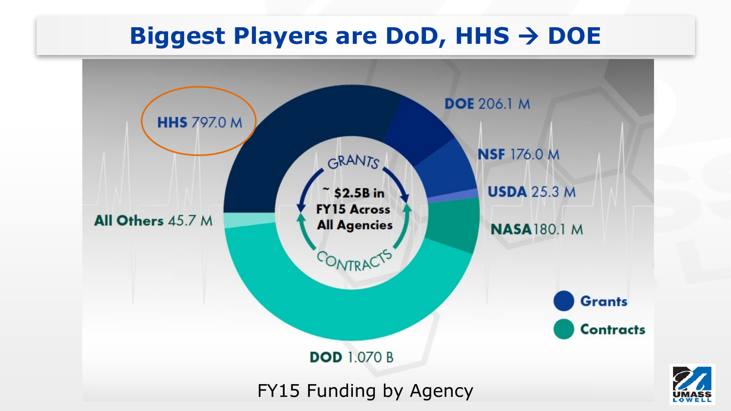# Biggest Players are DoD, HHS → DOE

**HHS** 797.0 M

**DOE** 206.1 M

**NSF** 176.0 M

**USDA** 25.3 M

**NASA** 180.1 M

**All Others** 45.7 M

**DOD** 1.070 B

GRANTS

~ $2.5B in FY15 Across All Agencies

CONTRACTS

- **Grants**
- **Contracts**

FY15 Funding by Agency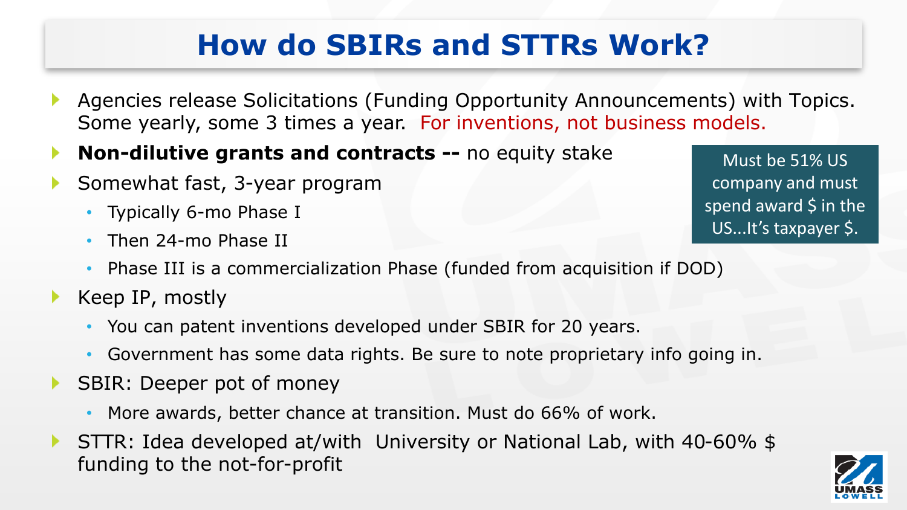# How do SBIRs and STTRs Work?

- Agencies release Solicitations (Funding Opportunity Announcements) with Topics. Some yearly, some 3 times a year. For inventions, not business models.
- **Non-dilutive grants and contracts --** no equity stake
- Somewhat fast, 3-year program
  - Typically 6-mo Phase I
  - Then 24-mo Phase II
  - Phase III is a commercialization Phase (funded from acquisition if DOD)
- Keep IP, mostly
  - You can patent inventions developed under SBIR for 20 years.
  - Government has some data rights. Be sure to note proprietary info going in.
- SBIR: Deeper pot of money
  - More awards, better chance at transition. Must do 66% of work.
- STTR: Idea developed at/with University or National Lab, with 40-60% $ funding to the not-for-profit

Must be 51% US company and must spend award $ in the US...It's taxpayer $.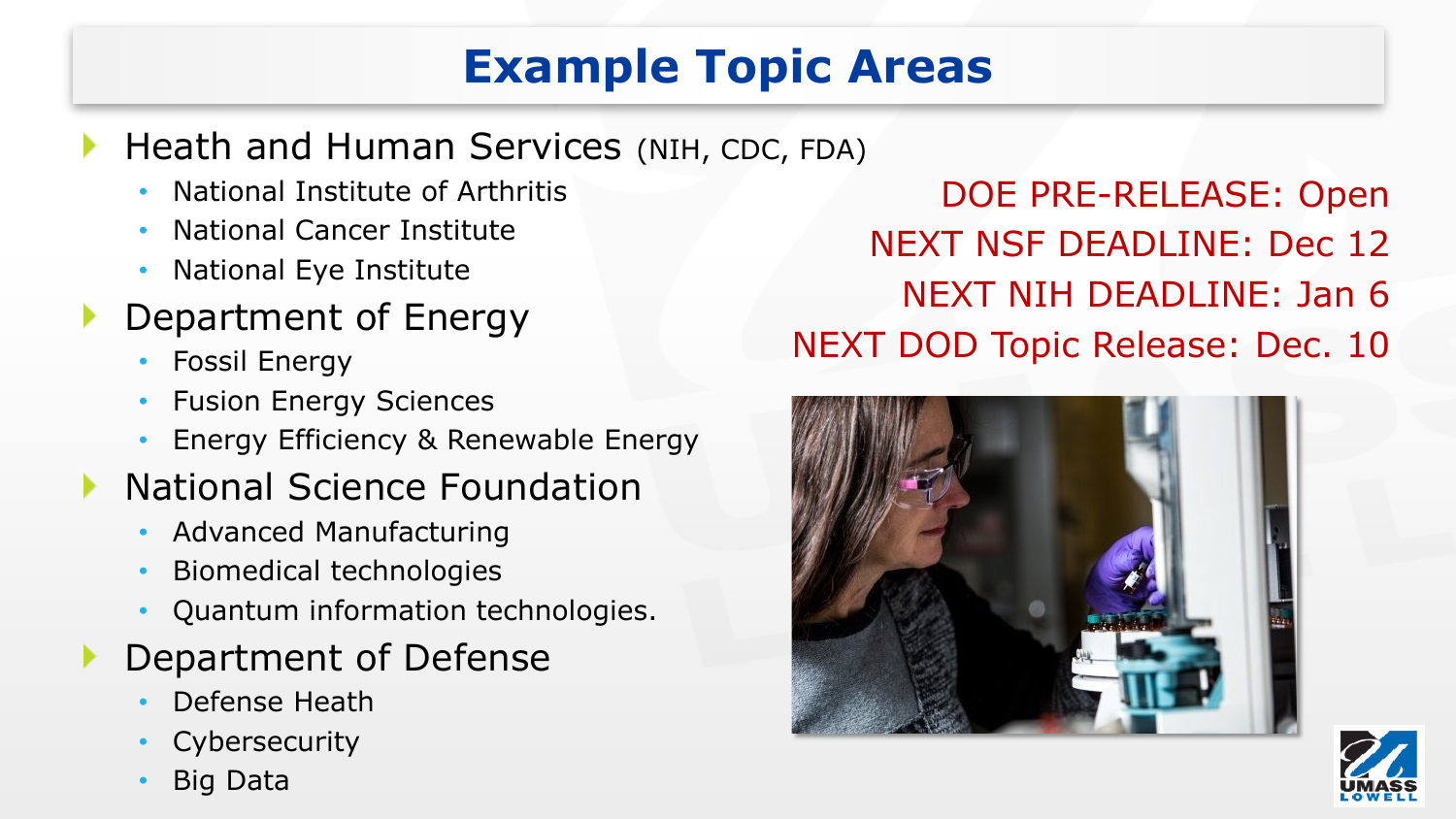# Example Topic Areas

- Heath and Human Services (NIH, CDC, FDA)
  - National Institute of Arthritis
  - National Cancer Institute
  - National Eye Institute
- Department of Energy
  - Fossil Energy
  - Fusion Energy Sciences
  - Energy Efficiency & Renewable Energy
- National Science Foundation
  - Advanced Manufacturing
  - Biomedical technologies
  - Quantum information technologies.
- Department of Defense
  - Defense Heath
  - Cybersecurity
  - Big Data

DOE PRE-RELEASE: Open
NEXT NSF DEADLINE: Dec 12
NEXT NIH DEADLINE: Jan 6
NEXT DOD Topic Release: Dec. 10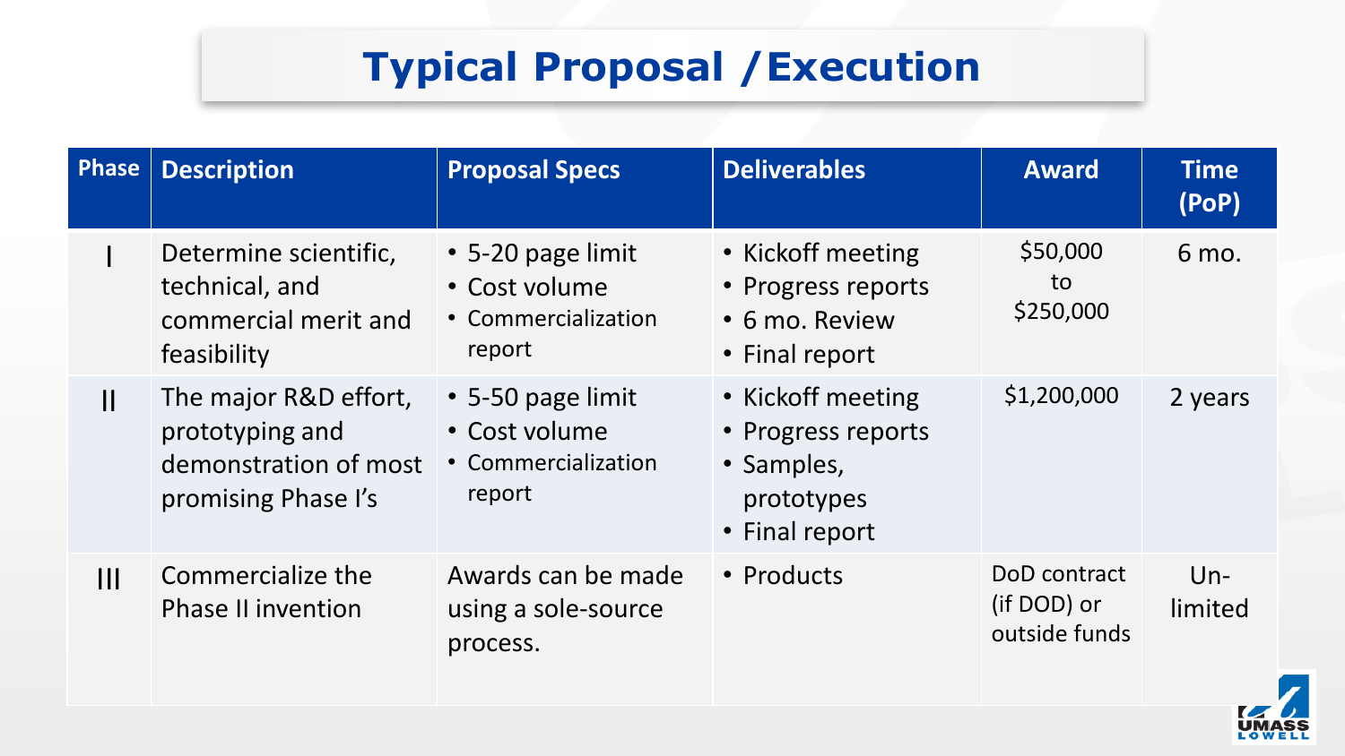# Typical Proposal /Execution

| Phase | Description | Proposal Specs | Deliverables | Award | Time (PoP) |
|---|---|---|---|---|---|
| I | Determine scientific, technical, and commercial merit and feasibility | • 5-20 page limit<br>• Cost volume<br>• Commercialization report | • Kickoff meeting<br>• Progress reports<br>• 6 mo. Review<br>• Final report | $50,000 to $250,000 | 6 mo. |
| II | The major R&D effort, prototyping and demonstration of most promising Phase I's | • 5-50 page limit<br>• Cost volume<br>• Commercialization report | • Kickoff meeting<br>• Progress reports<br>• Samples, prototypes<br>• Final report | $1,200,000 | 2 years |
| III | Commercialize the Phase II invention | Awards can be made using a sole-source process. | • Products | DoD contract (if DOD) or outside funds | Un-limited |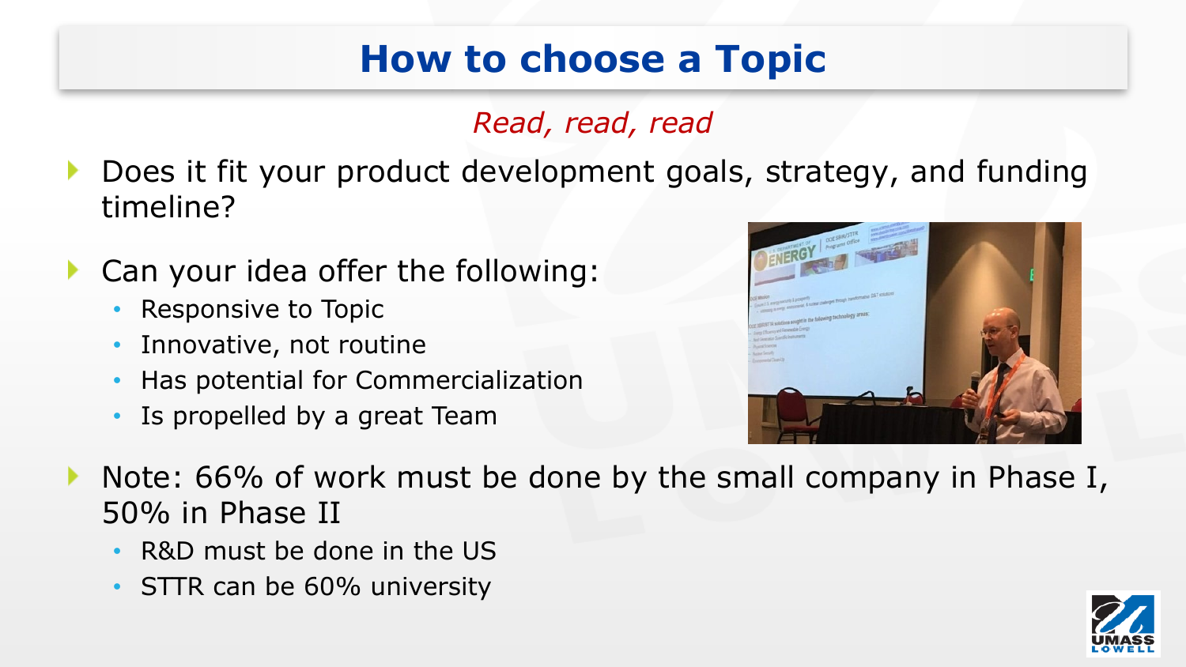# How to choose a Topic

*Read, read, read*

- Does it fit your product development goals, strategy, and funding timeline?
- Can your idea offer the following:
  - Responsive to Topic
  - Innovative, not routine
  - Has potential for Commercialization
  - Is propelled by a great Team
- Note: 66% of work must be done by the small company in Phase I, 50% in Phase II
  - R&D must be done in the US
  - STTR can be 60% university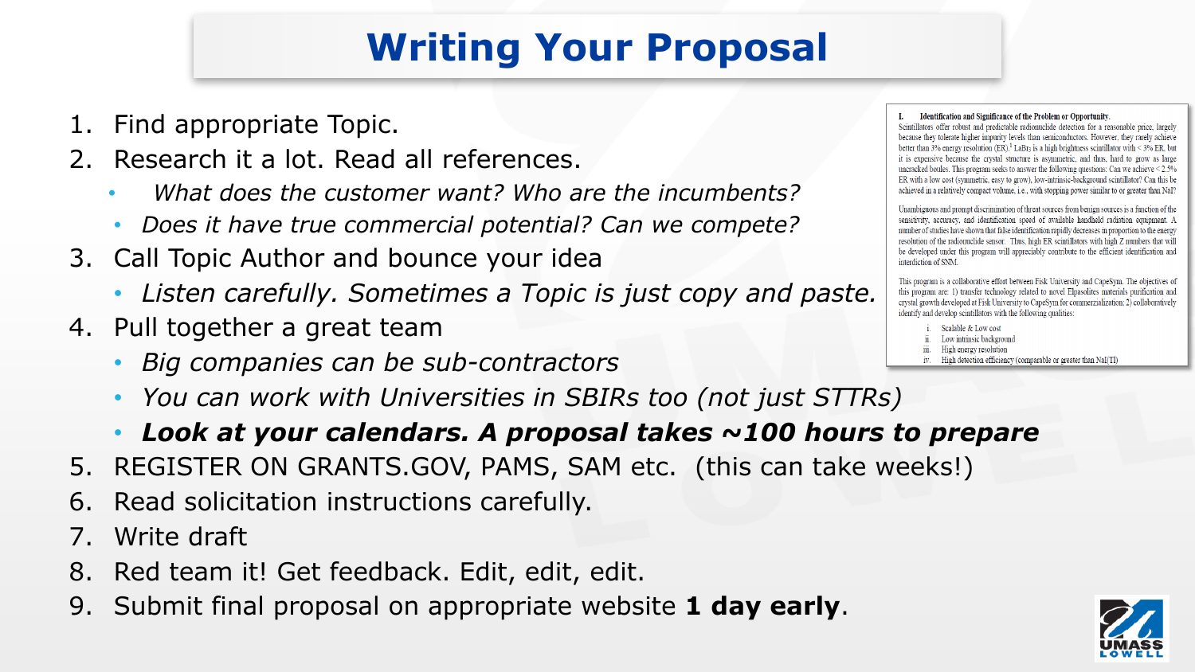# Writing Your Proposal

1. Find appropriate Topic.
2. Research it a lot. Read all references.
   - *What does the customer want? Who are the incumbents?*
   - *Does it have true commercial potential? Can we compete?*
3. Call Topic Author and bounce your idea
   - *Listen carefully. Sometimes a Topic is just copy and paste.*
4. Pull together a great team
   - *Big companies can be sub-contractors*
   - *You can work with Universities in SBIRs too (not just STTRs)*
   - ***Look at your calendars. A proposal takes ~100 hours to prepare***
5. REGISTER ON GRANTS.GOV, PAMS, SAM etc. (this can take weeks!)
6. Read solicitation instructions carefully.
7. Write draft
8. Red team it! Get feedback. Edit, edit, edit.
9. Submit final proposal on appropriate website **1 day early**.

**I. Identification and Significance of the Problem or Opportunity.**

Scintillators offer robust and predictable radionuclide detection for a reasonable price, largely because they tolerate higher impurity levels than semiconductors. However, they rarely achieve better than 3% energy resolution (ER).[1] $LaBr_3$ is a high brightness scintillator with < 3% ER, but it is expensive because the crystal structure is asymmetric, and thus, hard to grow as large uncracked boules. This program seeks to answer the following questions: Can we achieve < 2.5% ER with a low cost (symmetric, easy to grow), low-intrinsic-background scintillator? Can this be achieved in a relatively compact volume, i.e., with stopping power similar to or greater than NaI?

Unambiguous and prompt discrimination of threat sources from benign sources is a function of the sensitivity, accuracy, and identification speed of available handheld radiation equipment. A number of studies have shown that false identification rapidly decreases in proportion to the energy resolution of the radionuclide sensor. Thus, high ER scintillators with high Z numbers that will be developed under this program will appreciably contribute to the efficient identification and interdiction of SNM.

This program is a collaborative effort between Fisk University and CapeSym. The objectives of this program are: 1) transfer technology related to novel Elpasolites materials purification and crystal growth developed at Fisk University to CapeSym for commerzialization; 2) collaboratively identify and develop scintillators with the following qualities:

i. Scalable & Low cost
ii. Low intrinsic background
iii. High energy resolution
iv. High detection efficiency (comparable or greater than NaI(Tl))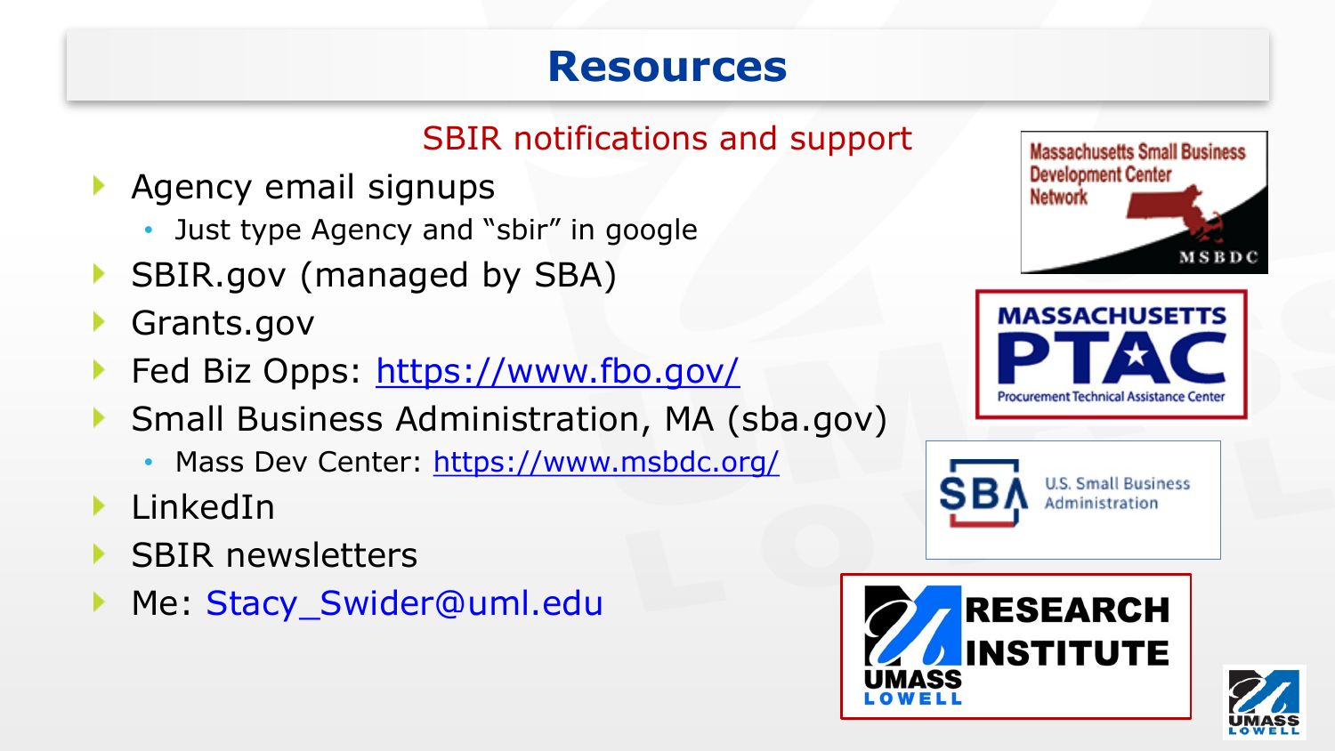# Resources

## SBIR notifications and support

- Agency email signups
  - Just type Agency and “sbir” in google
- SBIR.gov (managed by SBA)
- Grants.gov
- Fed Biz Opps: https://www.fbo.gov/
- Small Business Administration, MA (sba.gov)
  - Mass Dev Center: https://www.msbdc.org/
- LinkedIn
- SBIR newsletters
- Me: Stacy_Swider@uml.edu

Massachusetts Small Business Development Center Network — MSBDC

MASSACHUSETTS PTAC — Procurement Technical Assistance Center

SBA — U.S. Small Business Administration

UMASS LOWELL RESEARCH INSTITUTE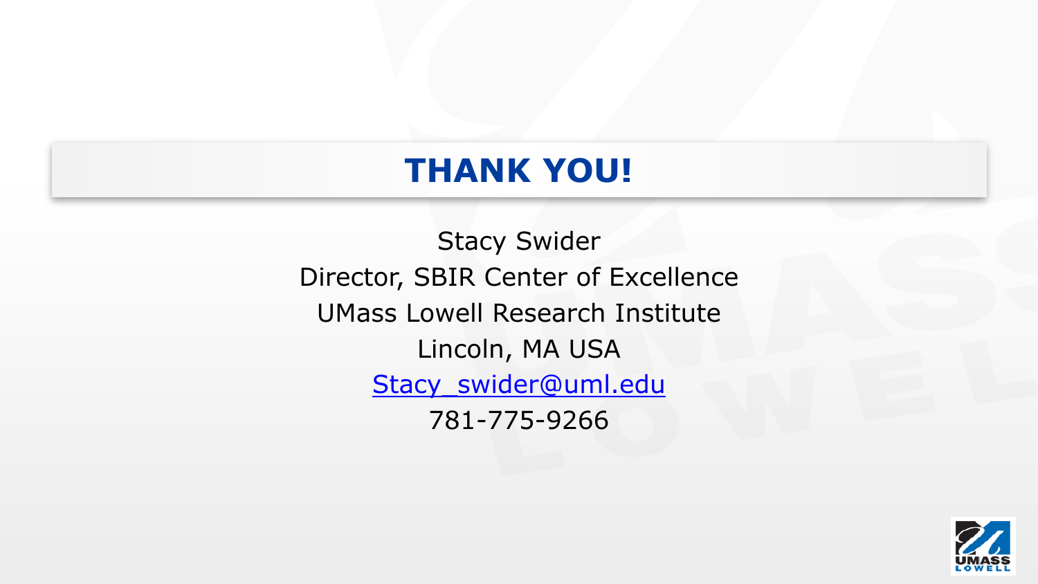# THANK YOU!

Stacy Swider

Director, SBIR Center of Excellence

UMass Lowell Research Institute

Lincoln, MA USA

Stacy_swider@uml.edu

781-775-9266